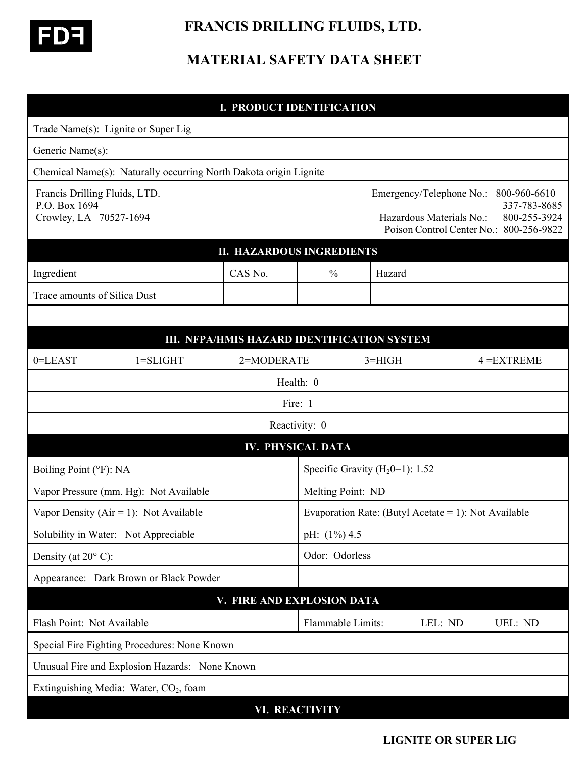# FRANCIS DRILLING FLUIDS, LTD.

# MATERIAL SAFETY DATA SHEET

## I. PRODUCT IDENTIFICATION

Trade Name(s): Lignite or Super Lig

Generic Name(s):

Chemical Name(s): Naturally occurring North Dakota origin Lignite

Francis Drilling Fluids, LTD.
P.O. Box 1694
Crowley, LA 70527-1694

Emergency/Telephone No.: 800-960-6610
337-783-8685
Hazardous Materials No.: 800-255-3924
Poison Control Center No.: 800-256-9822

## II. HAZARDOUS INGREDIENTS

| Ingredient | CAS No. | % | Hazard |
|---|---|---|---|
| Trace amounts of Silica Dust | | | |

## III. NFPA/HMIS HAZARD IDENTIFICATION SYSTEM

0=LEAST 1=SLIGHT 2=MODERATE 3=HIGH 4 =EXTREME

Health: 0

Fire: 1

Reactivity: 0

## IV. PHYSICAL DATA

| | |
|---|---|
| Boiling Point (°F): NA | Specific Gravity ($H_2$0=1): 1.52 |
| Vapor Pressure (mm. Hg): Not Available | Melting Point: ND |
| Vapor Density (Air = 1): Not Available | Evaporation Rate: (Butyl Acetate = 1): Not Available |
| Solubility in Water: Not Appreciable | pH: (1%) 4.5 |
| Density (at 20° C): | Odor: Odorless |
| Appearance: Dark Brown or Black Powder | |

## V. FIRE AND EXPLOSION DATA

| | |
|---|---|
| Flash Point: Not Available | Flammable Limits: LEL: ND UEL: ND |

Special Fire Fighting Procedures: None Known

Unusual Fire and Explosion Hazards: None Known

Extinguishing Media: Water, $CO_2$, foam

## VI. REACTIVITY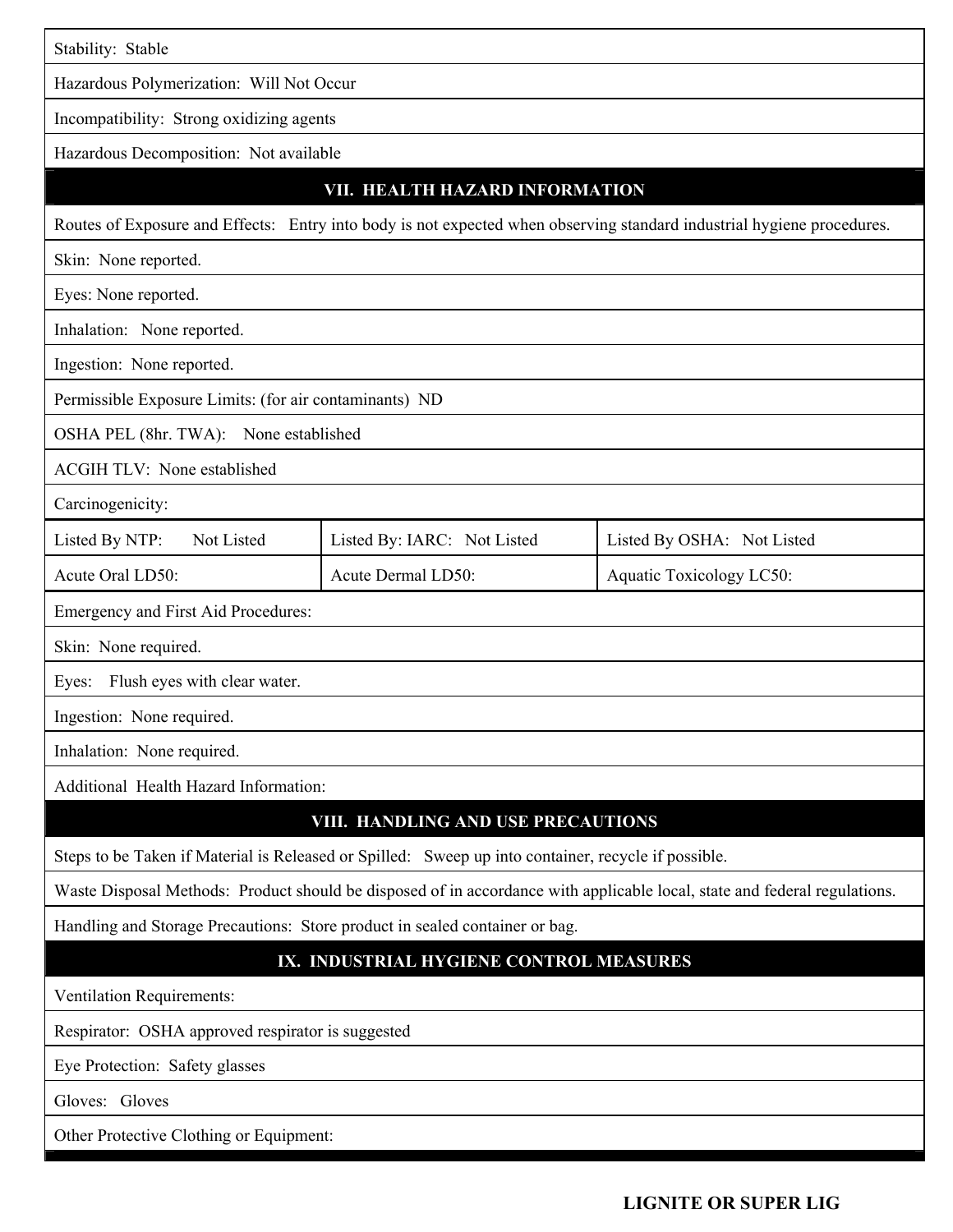Stability: Stable

Hazardous Polymerization: Will Not Occur

Incompatibility: Strong oxidizing agents

Hazardous Decomposition: Not available

## VII. HEALTH HAZARD INFORMATION

Routes of Exposure and Effects: Entry into body is not expected when observing standard industrial hygiene procedures.

Skin: None reported.

Eyes: None reported.

Inhalation: None reported.

Ingestion: None reported.

Permissible Exposure Limits: (for air contaminants) ND

OSHA PEL (8hr. TWA): None established

ACGIH TLV: None established

Carcinogenicity:

| Listed By NTP: Not Listed | Listed By: IARC: Not Listed | Listed By OSHA: Not Listed |
|---|---|---|
| Acute Oral LD50: | Acute Dermal LD50: | Aquatic Toxicology LC50: |

Emergency and First Aid Procedures:

Skin: None required.

Eyes: Flush eyes with clear water.

Ingestion: None required.

Inhalation: None required.

Additional Health Hazard Information:

## VIII. HANDLING AND USE PRECAUTIONS

Steps to be Taken if Material is Released or Spilled: Sweep up into container, recycle if possible.

Waste Disposal Methods: Product should be disposed of in accordance with applicable local, state and federal regulations.

Handling and Storage Precautions: Store product in sealed container or bag.

## IX. INDUSTRIAL HYGIENE CONTROL MEASURES

Ventilation Requirements:

Respirator: OSHA approved respirator is suggested

Eye Protection: Safety glasses

Gloves: Gloves

Other Protective Clothing or Equipment:

**LIGNITE OR SUPER LIG**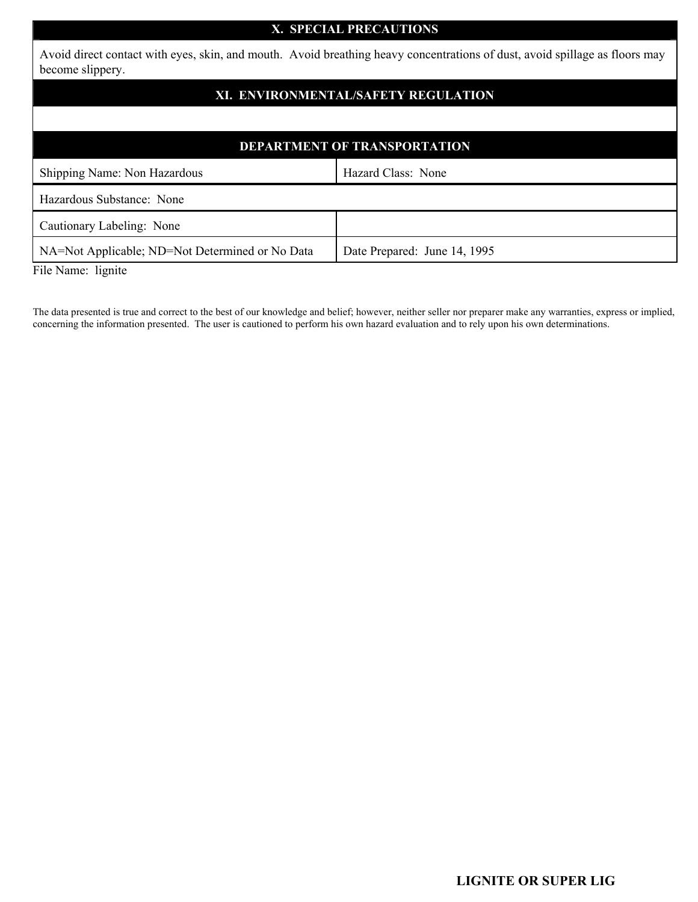## X. SPECIAL PRECAUTIONS

Avoid direct contact with eyes, skin, and mouth. Avoid breathing heavy concentrations of dust, avoid spillage as floors may become slippery.

## XI. ENVIRONMENTAL/SAFETY REGULATION

## DEPARTMENT OF TRANSPORTATION

| | |
|---|---|
| Shipping Name: Non Hazardous | Hazard Class: None |
| Hazardous Substance: None | |
| Cautionary Labeling: None | |
| NA=Not Applicable; ND=Not Determined or No Data | Date Prepared: June 14, 1995 |

File Name: lignite

The data presented is true and correct to the best of our knowledge and belief; however, neither seller nor preparer make any warranties, express or implied, concerning the information presented. The user is cautioned to perform his own hazard evaluation and to rely upon his own determinations.

**LIGNITE OR SUPER LIG**